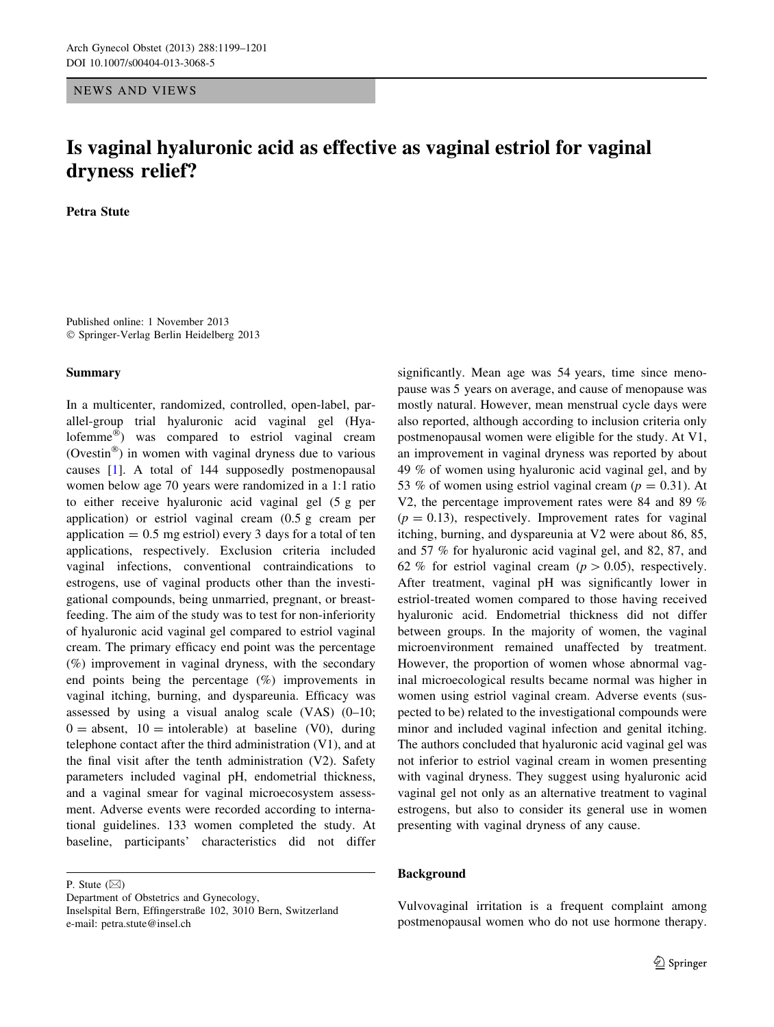NEWS AND VIEWS

# Is vaginal hyaluronic acid as effective as vaginal estriol for vaginal dryness relief?

**Petra Stute**

Published online: 1 November 2013
© Springer-Verlag Berlin Heidelberg 2013

## Summary

In a multicenter, randomized, controlled, open-label, parallel-group trial hyaluronic acid vaginal gel (Hyalofemme®) was compared to estriol vaginal cream (Ovestin®) in women with vaginal dryness due to various causes [1]. A total of 144 supposedly postmenopausal women below age 70 years were randomized in a 1:1 ratio to either receive hyaluronic acid vaginal gel (5 g per application) or estriol vaginal cream (0.5 g cream per application = 0.5 mg estriol) every 3 days for a total of ten applications, respectively. Exclusion criteria included vaginal infections, conventional contraindications to estrogens, use of vaginal products other than the investigational compounds, being unmarried, pregnant, or breastfeeding. The aim of the study was to test for non-inferiority of hyaluronic acid vaginal gel compared to estriol vaginal cream. The primary efficacy end point was the percentage (%) improvement in vaginal dryness, with the secondary end points being the percentage (%) improvements in vaginal itching, burning, and dyspareunia. Efficacy was assessed by using a visual analog scale (VAS) (0–10; 0 = absent, 10 = intolerable) at baseline (V0), during telephone contact after the third administration (V1), and at the final visit after the tenth administration (V2). Safety parameters included vaginal pH, endometrial thickness, and a vaginal smear for vaginal microecosystem assessment. Adverse events were recorded according to international guidelines. 133 women completed the study. At baseline, participants' characteristics did not differ significantly. Mean age was 54 years, time since menopause was 5 years on average, and cause of menopause was mostly natural. However, mean menstrual cycle days were also reported, although according to inclusion criteria only postmenopausal women were eligible for the study. At V1, an improvement in vaginal dryness was reported by about 49 % of women using hyaluronic acid vaginal gel, and by 53 % of women using estriol vaginal cream ($p = 0.31$). At V2, the percentage improvement rates were 84 and 89 % ($p = 0.13$), respectively. Improvement rates for vaginal itching, burning, and dyspareunia at V2 were about 86, 85, and 57 % for hyaluronic acid vaginal gel, and 82, 87, and 62 % for estriol vaginal cream ($p > 0.05$), respectively. After treatment, vaginal pH was significantly lower in estriol-treated women compared to those having received hyaluronic acid. Endometrial thickness did not differ between groups. In the majority of women, the vaginal microenvironment remained unaffected by treatment. However, the proportion of women whose abnormal vaginal microecological results became normal was higher in women using estriol vaginal cream. Adverse events (suspected to be) related to the investigational compounds were minor and included vaginal infection and genital itching. The authors concluded that hyaluronic acid vaginal gel was not inferior to estriol vaginal cream in women presenting with vaginal dryness. They suggest using hyaluronic acid vaginal gel not only as an alternative treatment to vaginal estrogens, but also to consider its general use in women presenting with vaginal dryness of any cause.

## Background

Vulvovaginal irritation is a frequent complaint among postmenopausal women who do not use hormone therapy.

P. Stute (✉)
Department of Obstetrics and Gynecology,
Inselspital Bern, Effingerstraße 102, 3010 Bern, Switzerland
e-mail: petra.stute@insel.ch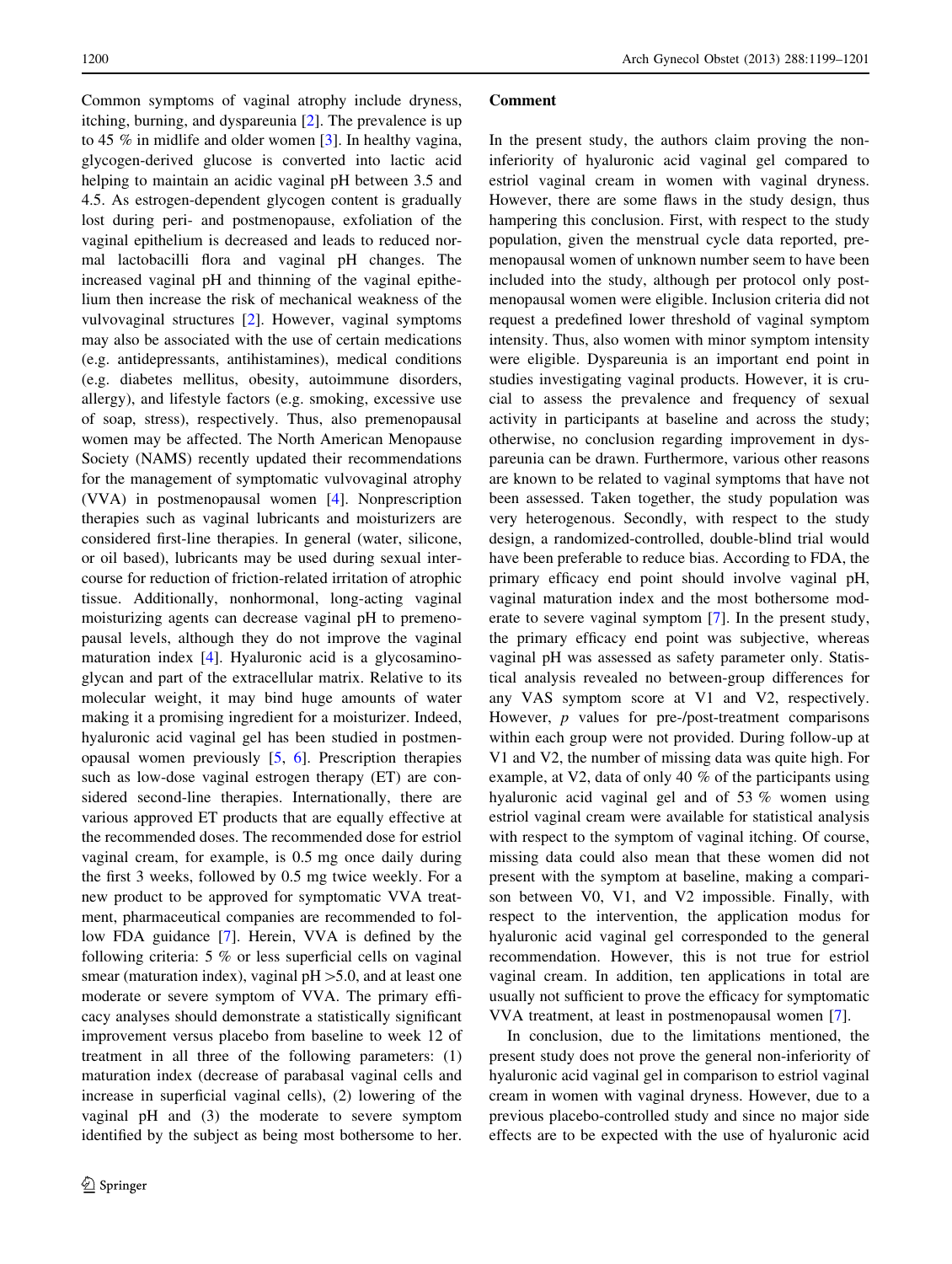Common symptoms of vaginal atrophy include dryness, itching, burning, and dyspareunia [2]. The prevalence is up to 45 % in midlife and older women [3]. In healthy vagina, glycogen-derived glucose is converted into lactic acid helping to maintain an acidic vaginal pH between 3.5 and 4.5. As estrogen-dependent glycogen content is gradually lost during peri- and postmenopause, exfoliation of the vaginal epithelium is decreased and leads to reduced normal lactobacilli flora and vaginal pH changes. The increased vaginal pH and thinning of the vaginal epithelium then increase the risk of mechanical weakness of the vulvovaginal structures [2]. However, vaginal symptoms may also be associated with the use of certain medications (e.g. antidepressants, antihistamines), medical conditions (e.g. diabetes mellitus, obesity, autoimmune disorders, allergy), and lifestyle factors (e.g. smoking, excessive use of soap, stress), respectively. Thus, also premenopausal women may be affected. The North American Menopause Society (NAMS) recently updated their recommendations for the management of symptomatic vulvovaginal atrophy (VVA) in postmenopausal women [4]. Nonprescription therapies such as vaginal lubricants and moisturizers are considered first-line therapies. In general (water, silicone, or oil based), lubricants may be used during sexual intercourse for reduction of friction-related irritation of atrophic tissue. Additionally, nonhormonal, long-acting vaginal moisturizing agents can decrease vaginal pH to premenopausal levels, although they do not improve the vaginal maturation index [4]. Hyaluronic acid is a glycosaminoglycan and part of the extracellular matrix. Relative to its molecular weight, it may bind huge amounts of water making it a promising ingredient for a moisturizer. Indeed, hyaluronic acid vaginal gel has been studied in postmenopausal women previously [5, 6]. Prescription therapies such as low-dose vaginal estrogen therapy (ET) are considered second-line therapies. Internationally, there are various approved ET products that are equally effective at the recommended doses. The recommended dose for estriol vaginal cream, for example, is 0.5 mg once daily during the first 3 weeks, followed by 0.5 mg twice weekly. For a new product to be approved for symptomatic VVA treatment, pharmaceutical companies are recommended to follow FDA guidance [7]. Herein, VVA is defined by the following criteria: 5 % or less superficial cells on vaginal smear (maturation index), vaginal pH >5.0, and at least one moderate or severe symptom of VVA. The primary efficacy analyses should demonstrate a statistically significant improvement versus placebo from baseline to week 12 of treatment in all three of the following parameters: (1) maturation index (decrease of parabasal vaginal cells and increase in superficial vaginal cells), (2) lowering of the vaginal pH and (3) the moderate to severe symptom identified by the subject as being most bothersome to her.

## Comment

In the present study, the authors claim proving the non-inferiority of hyaluronic acid vaginal gel compared to estriol vaginal cream in women with vaginal dryness. However, there are some flaws in the study design, thus hampering this conclusion. First, with respect to the study population, given the menstrual cycle data reported, premenopausal women of unknown number seem to have been included into the study, although per protocol only postmenopausal women were eligible. Inclusion criteria did not request a predefined lower threshold of vaginal symptom intensity. Thus, also women with minor symptom intensity were eligible. Dyspareunia is an important end point in studies investigating vaginal products. However, it is crucial to assess the prevalence and frequency of sexual activity in participants at baseline and across the study; otherwise, no conclusion regarding improvement in dyspareunia can be drawn. Furthermore, various other reasons are known to be related to vaginal symptoms that have not been assessed. Taken together, the study population was very heterogenous. Secondly, with respect to the study design, a randomized-controlled, double-blind trial would have been preferable to reduce bias. According to FDA, the primary efficacy end point should involve vaginal pH, vaginal maturation index and the most bothersome moderate to severe vaginal symptom [7]. In the present study, the primary efficacy end point was subjective, whereas vaginal pH was assessed as safety parameter only. Statistical analysis revealed no between-group differences for any VAS symptom score at V1 and V2, respectively. However, $p$ values for pre-/post-treatment comparisons within each group were not provided. During follow-up at V1 and V2, the number of missing data was quite high. For example, at V2, data of only 40 % of the participants using hyaluronic acid vaginal gel and of 53 % women using estriol vaginal cream were available for statistical analysis with respect to the symptom of vaginal itching. Of course, missing data could also mean that these women did not present with the symptom at baseline, making a comparison between V0, V1, and V2 impossible. Finally, with respect to the intervention, the application modus for hyaluronic acid vaginal gel corresponded to the general recommendation. However, this is not true for estriol vaginal cream. In addition, ten applications in total are usually not sufficient to prove the efficacy for symptomatic VVA treatment, at least in postmenopausal women [7].

In conclusion, due to the limitations mentioned, the present study does not prove the general non-inferiority of hyaluronic acid vaginal gel in comparison to estriol vaginal cream in women with vaginal dryness. However, due to a previous placebo-controlled study and since no major side effects are to be expected with the use of hyaluronic acid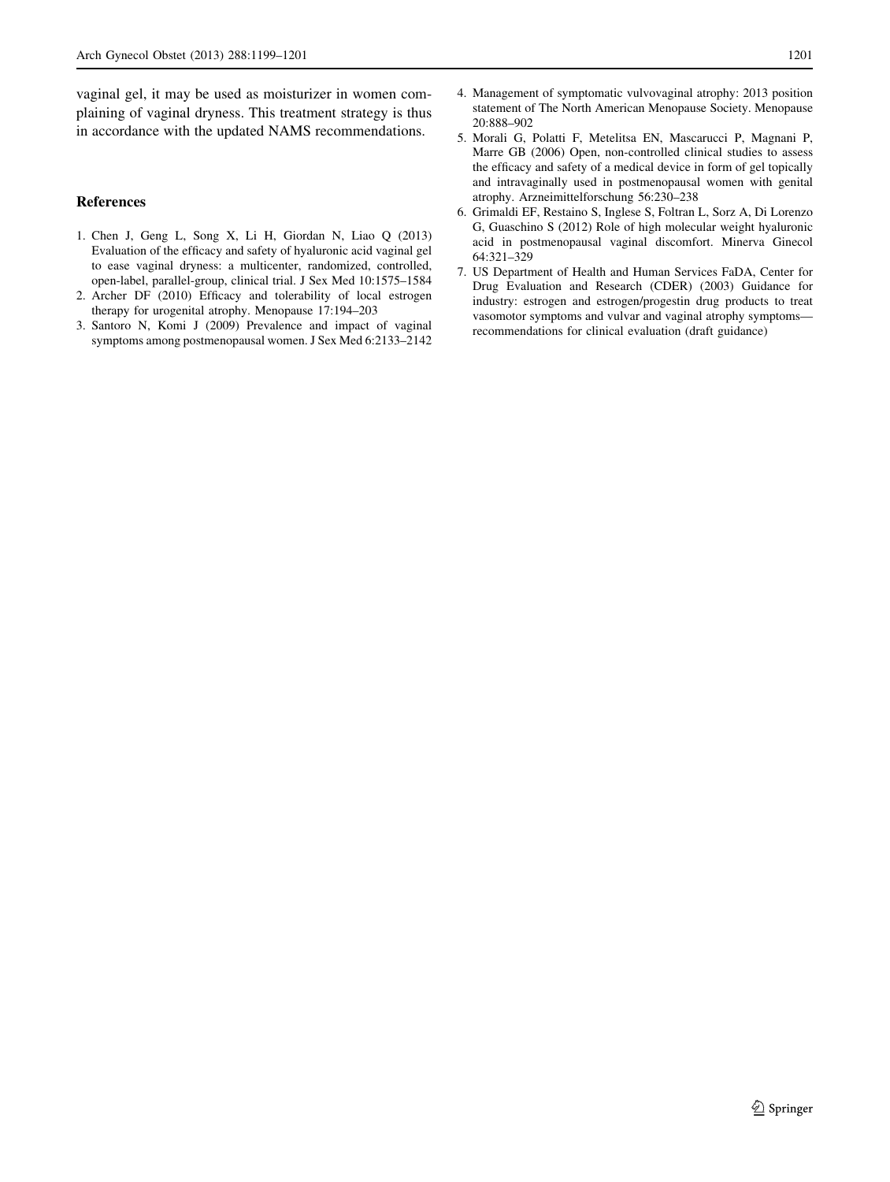vaginal gel, it may be used as moisturizer in women complaining of vaginal dryness. This treatment strategy is thus in accordance with the updated NAMS recommendations.

## References

1. Chen J, Geng L, Song X, Li H, Giordan N, Liao Q (2013) Evaluation of the efficacy and safety of hyaluronic acid vaginal gel to ease vaginal dryness: a multicenter, randomized, controlled, open-label, parallel-group, clinical trial. J Sex Med 10:1575–1584
2. Archer DF (2010) Efficacy and tolerability of local estrogen therapy for urogenital atrophy. Menopause 17:194–203
3. Santoro N, Komi J (2009) Prevalence and impact of vaginal symptoms among postmenopausal women. J Sex Med 6:2133–2142
4. Management of symptomatic vulvovaginal atrophy: 2013 position statement of The North American Menopause Society. Menopause 20:888–902
5. Morali G, Polatti F, Metelitsa EN, Mascarucci P, Magnani P, Marre GB (2006) Open, non-controlled clinical studies to assess the efficacy and safety of a medical device in form of gel topically and intravaginally used in postmenopausal women with genital atrophy. Arzneimittelforschung 56:230–238
6. Grimaldi EF, Restaino S, Inglese S, Foltran L, Sorz A, Di Lorenzo G, Guaschino S (2012) Role of high molecular weight hyaluronic acid in postmenopausal vaginal discomfort. Minerva Ginecol 64:321–329
7. US Department of Health and Human Services FaDA, Center for Drug Evaluation and Research (CDER) (2003) Guidance for industry: estrogen and estrogen/progestin drug products to treat vasomotor symptoms and vulvar and vaginal atrophy symptoms—recommendations for clinical evaluation (draft guidance)